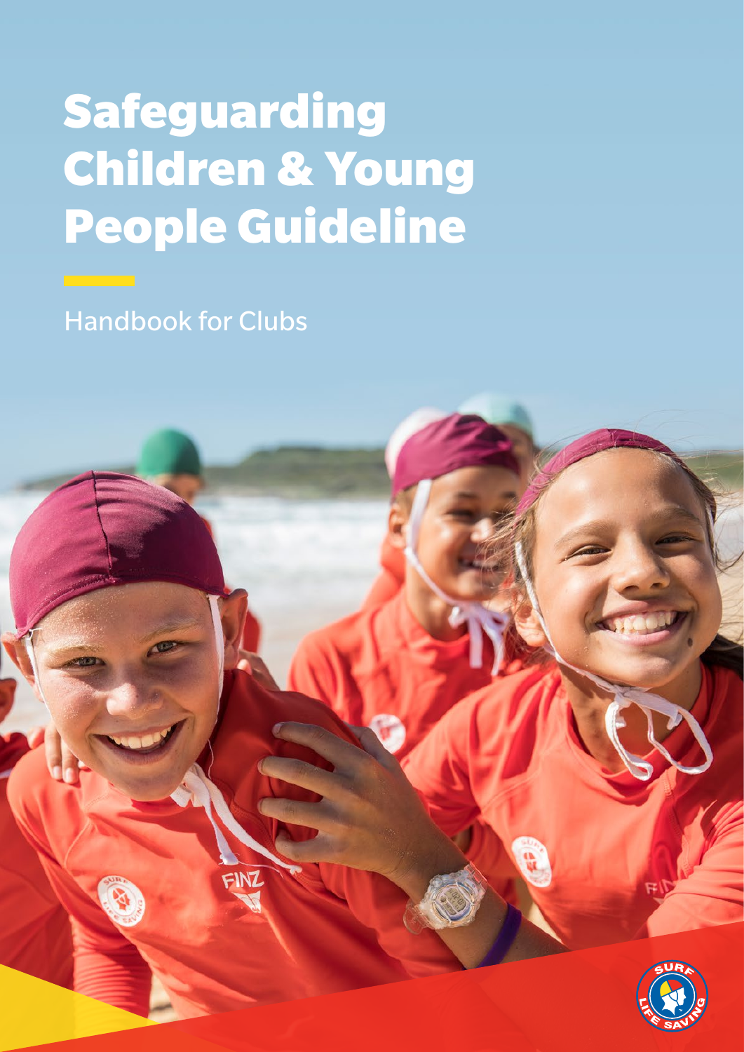# Safeguarding Children & Young People Guideline

Handbook for Clubs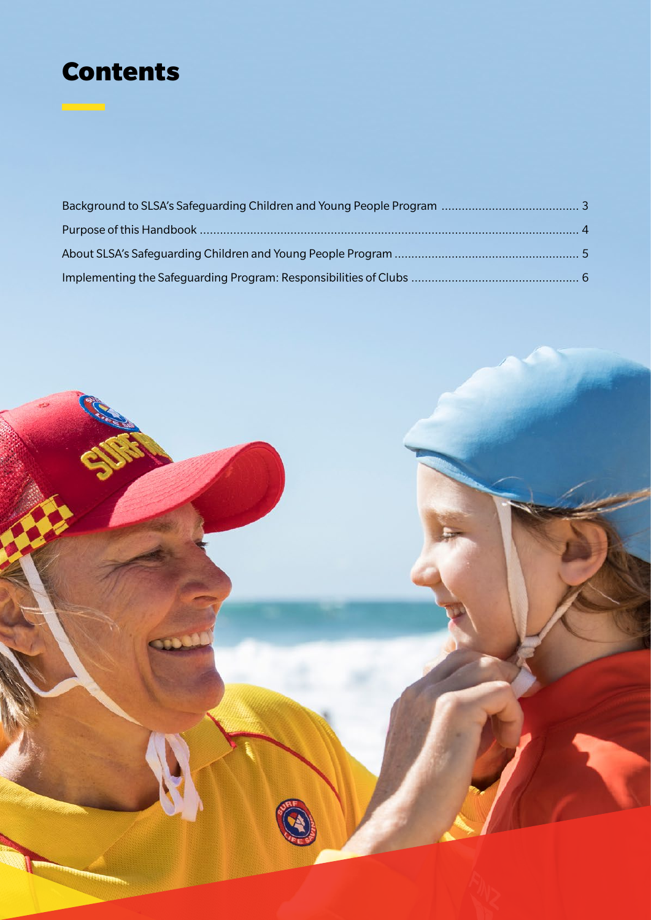# Contents

Background to SLSA's Safeguarding Children and Young People Program ........................................ 3

Purpose of this Handbook ................................................................................................................ 4

About SLSA's Safeguarding Children and Young People Program ...................................................... 5

Implementing the Safeguarding Program: Responsibilities of Clubs ................................................. 6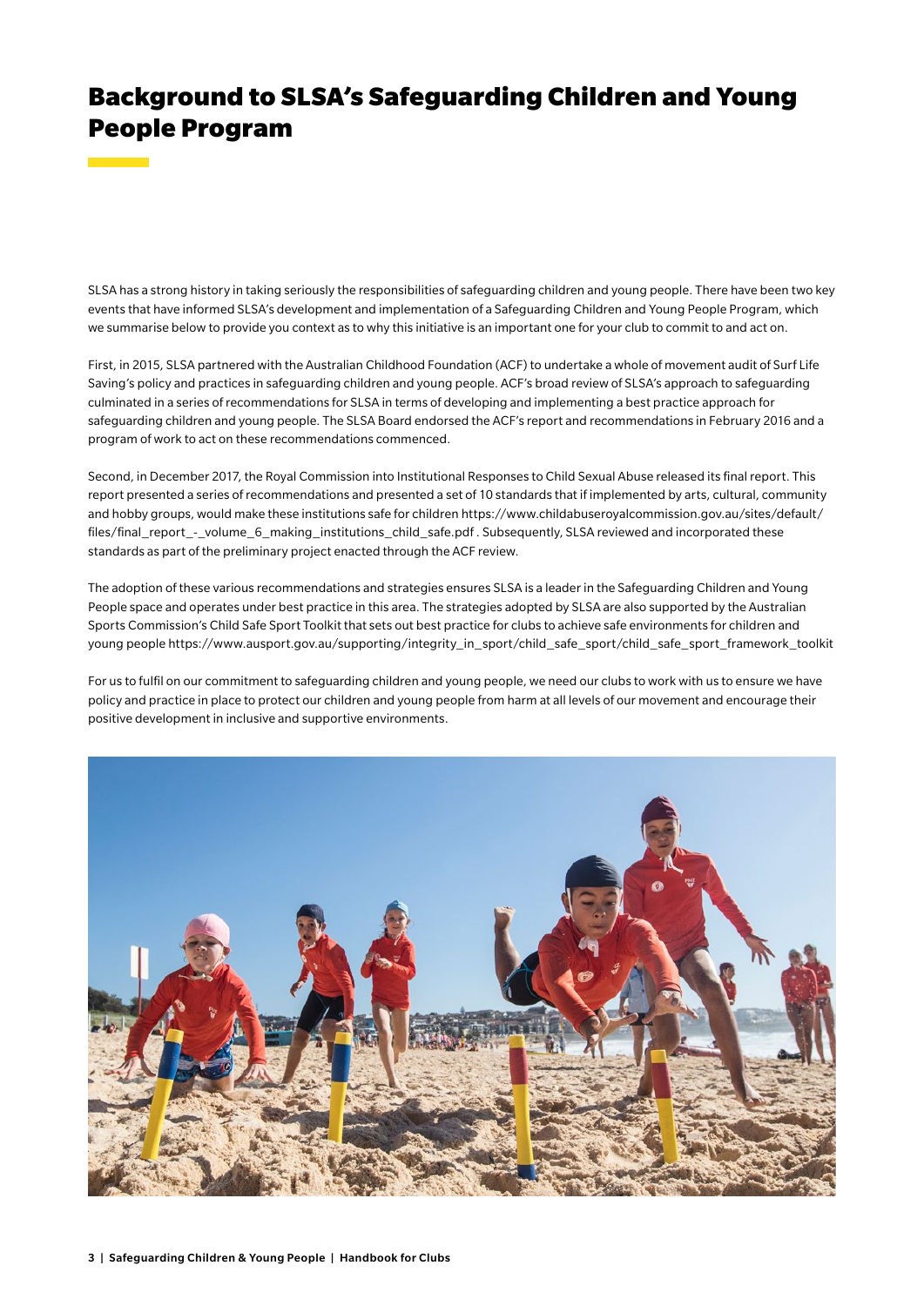# Background to SLSA's Safeguarding Children and Young People Program

SLSA has a strong history in taking seriously the responsibilities of safeguarding children and young people. There have been two key events that have informed SLSA's development and implementation of a Safeguarding Children and Young People Program, which we summarise below to provide you context as to why this initiative is an important one for your club to commit to and act on.

First, in 2015, SLSA partnered with the Australian Childhood Foundation (ACF) to undertake a whole of movement audit of Surf Life Saving's policy and practices in safeguarding children and young people. ACF's broad review of SLSA's approach to safeguarding culminated in a series of recommendations for SLSA in terms of developing and implementing a best practice approach for safeguarding children and young people. The SLSA Board endorsed the ACF's report and recommendations in February 2016 and a program of work to act on these recommendations commenced.

Second, in December 2017, the Royal Commission into Institutional Responses to Child Sexual Abuse released its final report. This report presented a series of recommendations and presented a set of 10 standards that if implemented by arts, cultural, community and hobby groups, would make these institutions safe for children https://www.childabuseroyalcommission.gov.au/sites/default/files/final_report_-_volume_6_making_institutions_child_safe.pdf . Subsequently, SLSA reviewed and incorporated these standards as part of the preliminary project enacted through the ACF review.

The adoption of these various recommendations and strategies ensures SLSA is a leader in the Safeguarding Children and Young People space and operates under best practice in this area. The strategies adopted by SLSA are also supported by the Australian Sports Commission's Child Safe Sport Toolkit that sets out best practice for clubs to achieve safe environments for children and young people https://www.ausport.gov.au/supporting/integrity_in_sport/child_safe_sport/child_safe_sport_framework_toolkit

For us to fulfil on our commitment to safeguarding children and young people, we need our clubs to work with us to ensure we have policy and practice in place to protect our children and young people from harm at all levels of our movement and encourage their positive development in inclusive and supportive environments.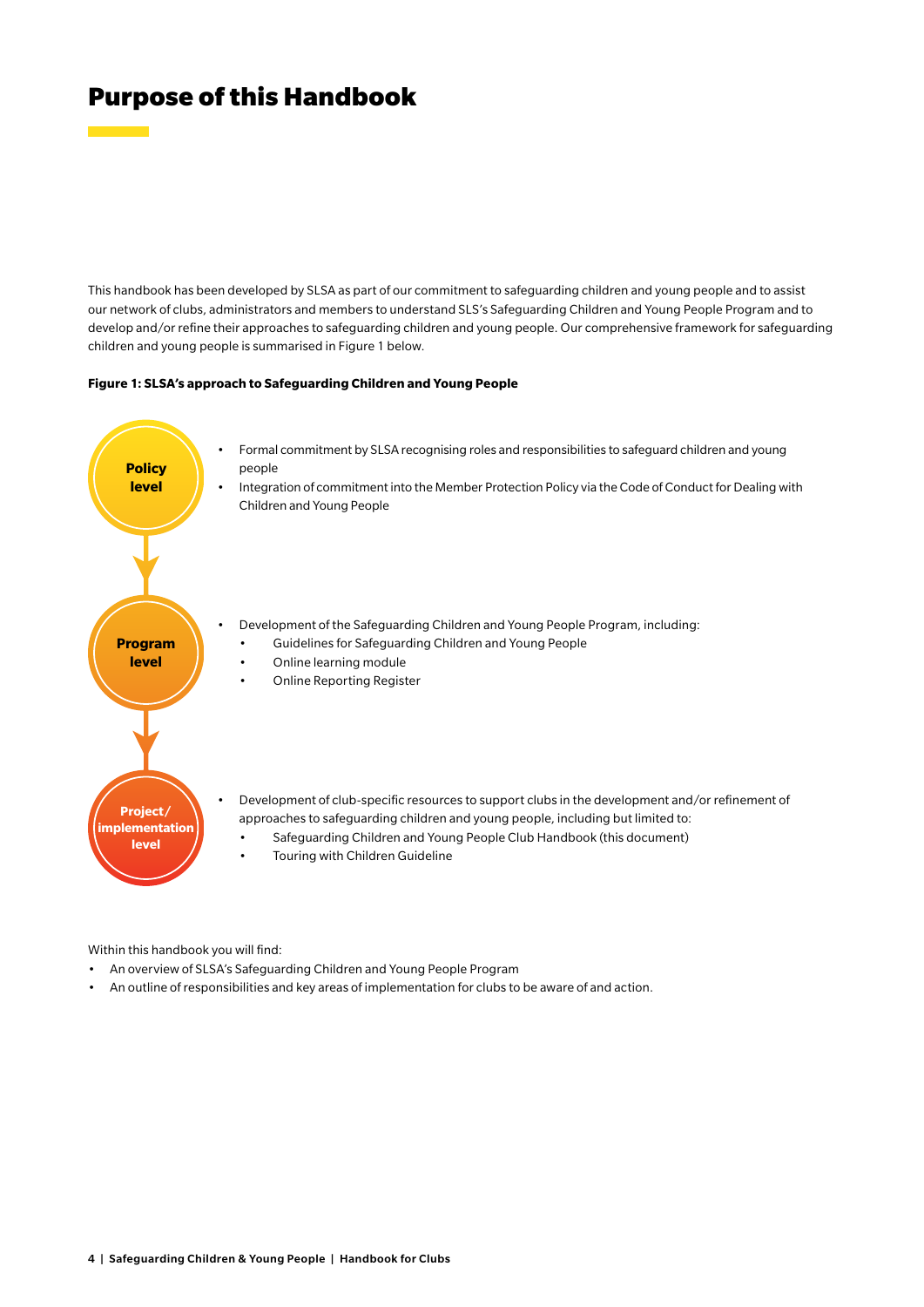# Purpose of this Handbook

This handbook has been developed by SLSA as part of our commitment to safeguarding children and young people and to assist our network of clubs, administrators and members to understand SLS's Safeguarding Children and Young People Program and to develop and/or refine their approaches to safeguarding children and young people. Our comprehensive framework for safeguarding children and young people is summarised in Figure 1 below.

**Figure 1: SLSA's approach to Safeguarding Children and Young People**

**Policy level**

- Formal commitment by SLSA recognising roles and responsibilities to safeguard children and young people
- Integration of commitment into the Member Protection Policy via the Code of Conduct for Dealing with Children and Young People

**Program level**

- Development of the Safeguarding Children and Young People Program, including:
  - Guidelines for Safeguarding Children and Young People
  - Online learning module
  - Online Reporting Register

**Project/ implementation level**

- Development of club-specific resources to support clubs in the development and/or refinement of approaches to safeguarding children and young people, including but limited to:
  - Safeguarding Children and Young People Club Handbook (this document)
  - Touring with Children Guideline

Within this handbook you will find:

- An overview of SLSA's Safeguarding Children and Young People Program
- An outline of responsibilities and key areas of implementation for clubs to be aware of and action.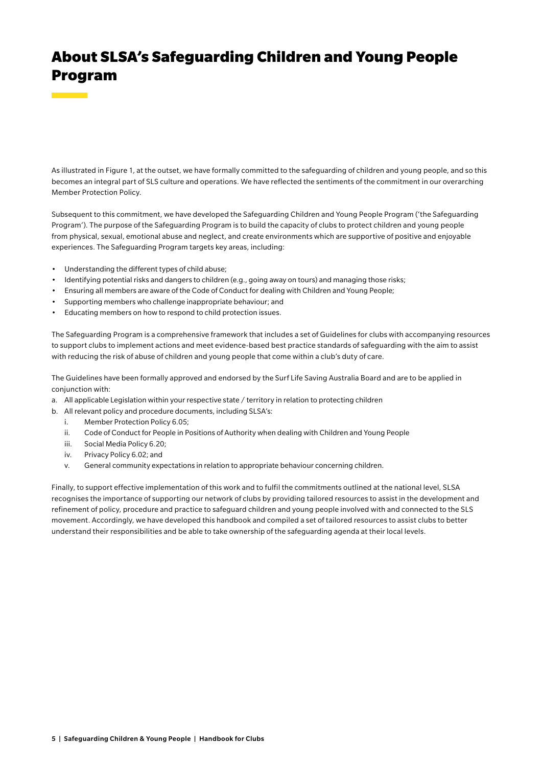# About SLSA's Safeguarding Children and Young People Program

As illustrated in Figure 1, at the outset, we have formally committed to the safeguarding of children and young people, and so this becomes an integral part of SLS culture and operations. We have reflected the sentiments of the commitment in our overarching Member Protection Policy.

Subsequent to this commitment, we have developed the Safeguarding Children and Young People Program ('the Safeguarding Program'). The purpose of the Safeguarding Program is to build the capacity of clubs to protect children and young people from physical, sexual, emotional abuse and neglect, and create environments which are supportive of positive and enjoyable experiences. The Safeguarding Program targets key areas, including:

- Understanding the different types of child abuse;
- Identifying potential risks and dangers to children (e.g., going away on tours) and managing those risks;
- Ensuring all members are aware of the Code of Conduct for dealing with Children and Young People;
- Supporting members who challenge inappropriate behaviour; and
- Educating members on how to respond to child protection issues.

The Safeguarding Program is a comprehensive framework that includes a set of Guidelines for clubs with accompanying resources to support clubs to implement actions and meet evidence-based best practice standards of safeguarding with the aim to assist with reducing the risk of abuse of children and young people that come within a club's duty of care.

The Guidelines have been formally approved and endorsed by the Surf Life Saving Australia Board and are to be applied in conjunction with:

a. All applicable Legislation within your respective state / territory in relation to protecting children
b. All relevant policy and procedure documents, including SLSA's:
    i. Member Protection Policy 6.05;
    ii. Code of Conduct for People in Positions of Authority when dealing with Children and Young People
    iii. Social Media Policy 6.20;
    iv. Privacy Policy 6.02; and
    v. General community expectations in relation to appropriate behaviour concerning children.

Finally, to support effective implementation of this work and to fulfil the commitments outlined at the national level, SLSA recognises the importance of supporting our network of clubs by providing tailored resources to assist in the development and refinement of policy, procedure and practice to safeguard children and young people involved with and connected to the SLS movement. Accordingly, we have developed this handbook and compiled a set of tailored resources to assist clubs to better understand their responsibilities and be able to take ownership of the safeguarding agenda at their local levels.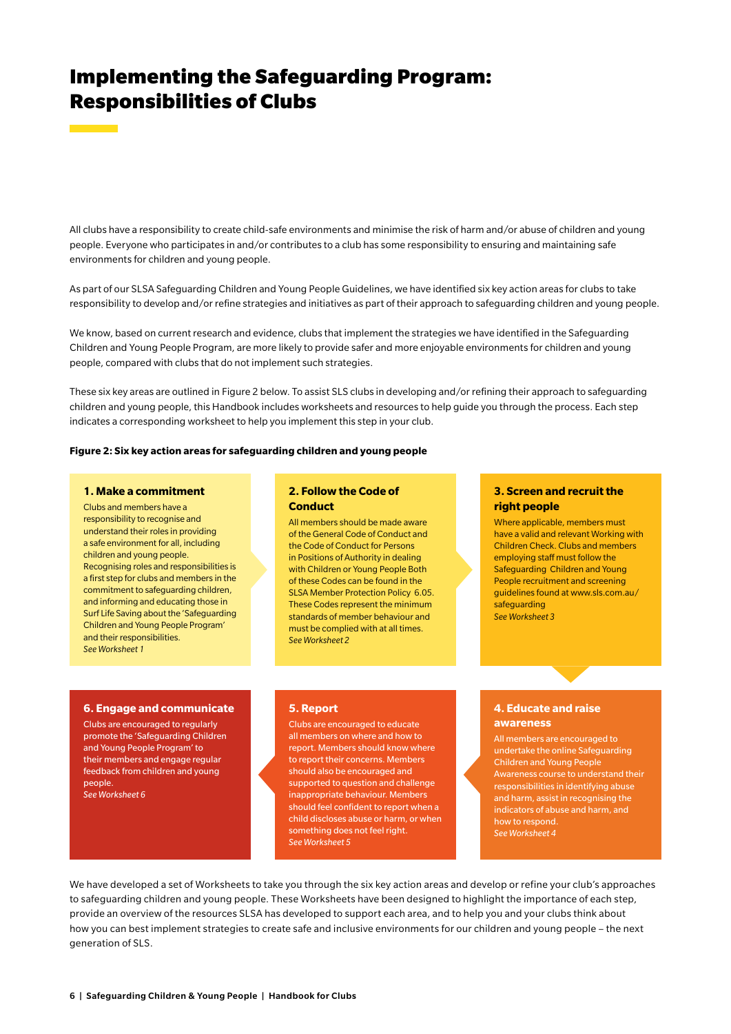# Implementing the Safeguarding Program: Responsibilities of Clubs

All clubs have a responsibility to create child-safe environments and minimise the risk of harm and/or abuse of children and young people. Everyone who participates in and/or contributes to a club has some responsibility to ensuring and maintaining safe environments for children and young people.

As part of our SLSA Safeguarding Children and Young People Guidelines, we have identified six key action areas for clubs to take responsibility to develop and/or refine strategies and initiatives as part of their approach to safeguarding children and young people.

We know, based on current research and evidence, clubs that implement the strategies we have identified in the Safeguarding Children and Young People Program, are more likely to provide safer and more enjoyable environments for children and young people, compared with clubs that do not implement such strategies.

These six key areas are outlined in Figure 2 below. To assist SLS clubs in developing and/or refining their approach to safeguarding children and young people, this Handbook includes worksheets and resources to help guide you through the process. Each step indicates a corresponding worksheet to help you implement this step in your club.

**Figure 2: Six key action areas for safeguarding children and young people**

### 1. Make a commitment

Clubs and members have a responsibility to recognise and understand their roles in providing a safe environment for all, including children and young people. Recognising roles and responsibilities is a first step for clubs and members in the commitment to safeguarding children, and informing and educating those in Surf Life Saving about the 'Safeguarding Children and Young People Program' and their responsibilities.
*See Worksheet 1*

### 2. Follow the Code of Conduct

All members should be made aware of the General Code of Conduct and the Code of Conduct for Persons in Positions of Authority in dealing with Children or Young People Both of these Codes can be found in the SLSA Member Protection Policy 6.05. These Codes represent the minimum standards of member behaviour and must be complied with at all times.
*See Worksheet 2*

### 3. Screen and recruit the right people

Where applicable, members must have a valid and relevant Working with Children Check. Clubs and members employing staff must follow the Safeguarding Children and Young People recruitment and screening guidelines found at www.sls.com.au/safeguarding
*See Worksheet 3*

### 4. Educate and raise awareness

All members are encouraged to undertake the online Safeguarding Children and Young People Awareness course to understand their responsibilities in identifying abuse and harm, assist in recognising the indicators of abuse and harm, and how to respond.
*See Worksheet 4*

### 5. Report

Clubs are encouraged to educate all members on where and how to report. Members should know where to report their concerns. Members should also be encouraged and supported to question and challenge inappropriate behaviour. Members should feel confident to report when a child discloses abuse or harm, or when something does not feel right.
*See Worksheet 5*

### 6. Engage and communicate

Clubs are encouraged to regularly promote the 'Safeguarding Children and Young People Program' to their members and engage regular feedback from children and young people.
*See Worksheet 6*

We have developed a set of Worksheets to take you through the six key action areas and develop or refine your club's approaches to safeguarding children and young people. These Worksheets have been designed to highlight the importance of each step, provide an overview of the resources SLSA has developed to support each area, and to help you and your clubs think about how you can best implement strategies to create safe and inclusive environments for our children and young people – the next generation of SLS.